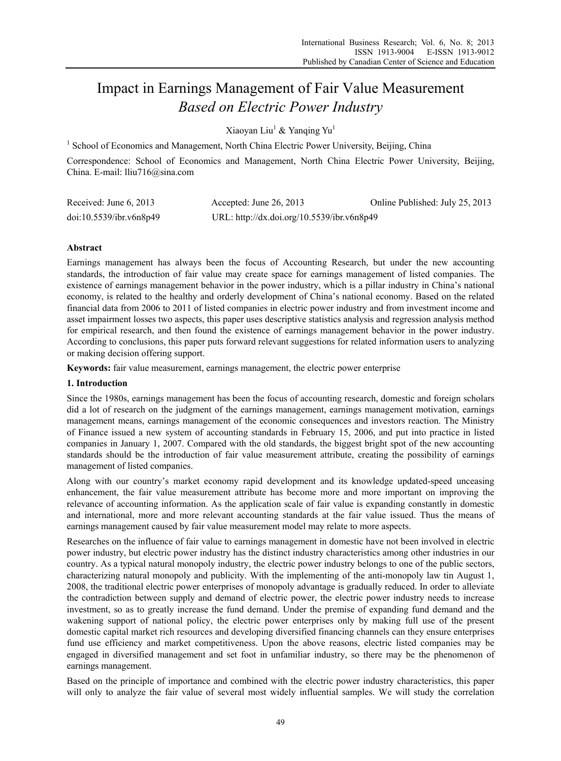# Impact in Earnings Management of Fair Value Measurement *Based on Electric Power Industry*

Xiaoyan Liu[1] & Yanqing Yu[1]

[1] School of Economics and Management, North China Electric Power University, Beijing, China

Correspondence: School of Economics and Management, North China Electric Power University, Beijing, China. E-mail: lliu716@sina.com

Received: June 6, 2013 Accepted: June 26, 2013 Online Published: July 25, 2013

doi:10.5539/ibr.v6n8p49 URL: http://dx.doi.org/10.5539/ibr.v6n8p49

## Abstract

Earnings management has always been the focus of Accounting Research, but under the new accounting standards, the introduction of fair value may create space for earnings management of listed companies. The existence of earnings management behavior in the power industry, which is a pillar industry in China's national economy, is related to the healthy and orderly development of China's national economy. Based on the related financial data from 2006 to 2011 of listed companies in electric power industry and from investment income and asset impairment losses two aspects, this paper uses descriptive statistics analysis and regression analysis method for empirical research, and then found the existence of earnings management behavior in the power industry. According to conclusions, this paper puts forward relevant suggestions for related information users to analyzing or making decision offering support.

**Keywords:** fair value measurement, earnings management, the electric power enterprise

## 1. Introduction

Since the 1980s, earnings management has been the focus of accounting research, domestic and foreign scholars did a lot of research on the judgment of the earnings management, earnings management motivation, earnings management means, earnings management of the economic consequences and investors reaction. The Ministry of Finance issued a new system of accounting standards in February 15, 2006, and put into practice in listed companies in January 1, 2007. Compared with the old standards, the biggest bright spot of the new accounting standards should be the introduction of fair value measurement attribute, creating the possibility of earnings management of listed companies.

Along with our country's market economy rapid development and its knowledge updated-speed unceasing enhancement, the fair value measurement attribute has become more and more important on improving the relevance of accounting information. As the application scale of fair value is expanding constantly in domestic and international, more and more relevant accounting standards at the fair value issued. Thus the means of earnings management caused by fair value measurement model may relate to more aspects.

Researches on the influence of fair value to earnings management in domestic have not been involved in electric power industry, but electric power industry has the distinct industry characteristics among other industries in our country. As a typical natural monopoly industry, the electric power industry belongs to one of the public sectors, characterizing natural monopoly and publicity. With the implementing of the anti-monopoly law tin August 1, 2008, the traditional electric power enterprises of monopoly advantage is gradually reduced. In order to alleviate the contradiction between supply and demand of electric power, the electric power industry needs to increase investment, so as to greatly increase the fund demand. Under the premise of expanding fund demand and the wakening support of national policy, the electric power enterprises only by making full use of the present domestic capital market rich resources and developing diversified financing channels can they ensure enterprises fund use efficiency and market competitiveness. Upon the above reasons, electric listed companies may be engaged in diversified management and set foot in unfamiliar industry, so there may be the phenomenon of earnings management.

Based on the principle of importance and combined with the electric power industry characteristics, this paper will only to analyze the fair value of several most widely influential samples. We will study the correlation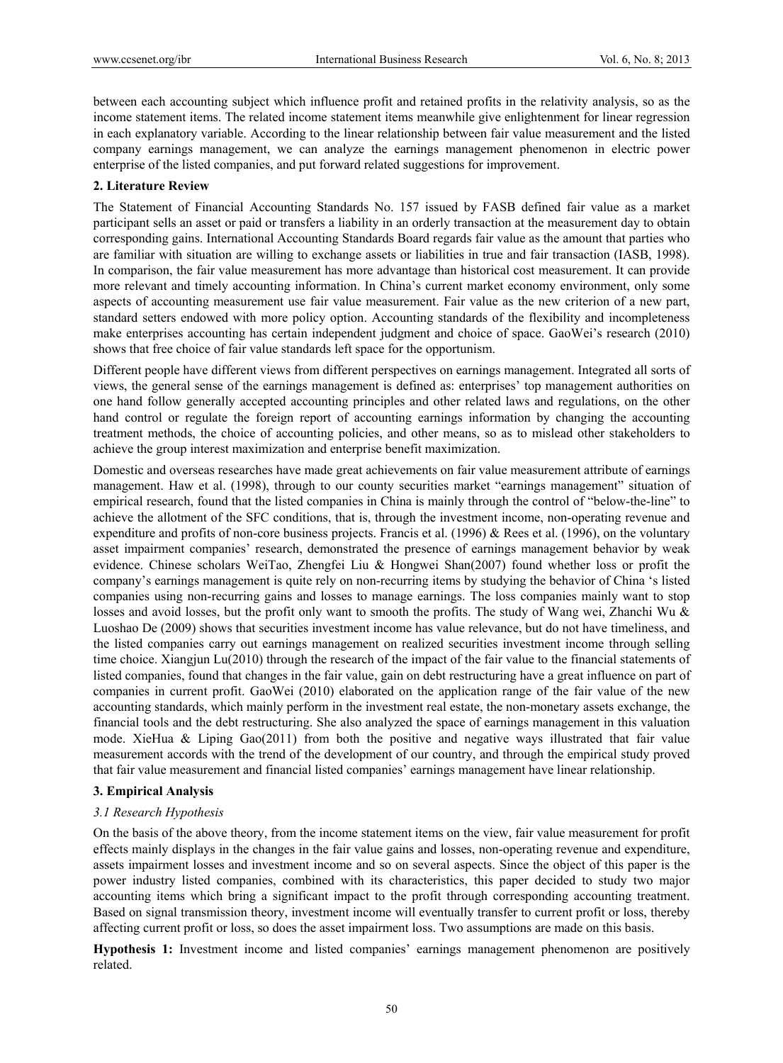between each accounting subject which influence profit and retained profits in the relativity analysis, so as the income statement items. The related income statement items meanwhile give enlightenment for linear regression in each explanatory variable. According to the linear relationship between fair value measurement and the listed company earnings management, we can analyze the earnings management phenomenon in electric power enterprise of the listed companies, and put forward related suggestions for improvement.

## 2. Literature Review

The Statement of Financial Accounting Standards No. 157 issued by FASB defined fair value as a market participant sells an asset or paid or transfers a liability in an orderly transaction at the measurement day to obtain corresponding gains. International Accounting Standards Board regards fair value as the amount that parties who are familiar with situation are willing to exchange assets or liabilities in true and fair transaction (IASB, 1998). In comparison, the fair value measurement has more advantage than historical cost measurement. It can provide more relevant and timely accounting information. In China's current market economy environment, only some aspects of accounting measurement use fair value measurement. Fair value as the new criterion of a new part, standard setters endowed with more policy option. Accounting standards of the flexibility and incompleteness make enterprises accounting has certain independent judgment and choice of space. GaoWei's research (2010) shows that free choice of fair value standards left space for the opportunism.

Different people have different views from different perspectives on earnings management. Integrated all sorts of views, the general sense of the earnings management is defined as: enterprises' top management authorities on one hand follow generally accepted accounting principles and other related laws and regulations, on the other hand control or regulate the foreign report of accounting earnings information by changing the accounting treatment methods, the choice of accounting policies, and other means, so as to mislead other stakeholders to achieve the group interest maximization and enterprise benefit maximization.

Domestic and overseas researches have made great achievements on fair value measurement attribute of earnings management. Haw et al. (1998), through to our county securities market "earnings management" situation of empirical research, found that the listed companies in China is mainly through the control of "below-the-line" to achieve the allotment of the SFC conditions, that is, through the investment income, non-operating revenue and expenditure and profits of non-core business projects. Francis et al. (1996) & Rees et al. (1996), on the voluntary asset impairment companies' research, demonstrated the presence of earnings management behavior by weak evidence. Chinese scholars WeiTao, Zhengfei Liu & Hongwei Shan(2007) found whether loss or profit the company's earnings management is quite rely on non-recurring items by studying the behavior of China 's listed companies using non-recurring gains and losses to manage earnings. The loss companies mainly want to stop losses and avoid losses, but the profit only want to smooth the profits. The study of Wang wei, Zhanchi Wu & Luoshao De (2009) shows that securities investment income has value relevance, but do not have timeliness, and the listed companies carry out earnings management on realized securities investment income through selling time choice. Xiangjun Lu(2010) through the research of the impact of the fair value to the financial statements of listed companies, found that changes in the fair value, gain on debt restructuring have a great influence on part of companies in current profit. GaoWei (2010) elaborated on the application range of the fair value of the new accounting standards, which mainly perform in the investment real estate, the non-monetary assets exchange, the financial tools and the debt restructuring. She also analyzed the space of earnings management in this valuation mode. XieHua & Liping Gao(2011) from both the positive and negative ways illustrated that fair value measurement accords with the trend of the development of our country, and through the empirical study proved that fair value measurement and financial listed companies' earnings management have linear relationship.

## 3. Empirical Analysis

### *3.1 Research Hypothesis*

On the basis of the above theory, from the income statement items on the view, fair value measurement for profit effects mainly displays in the changes in the fair value gains and losses, non-operating revenue and expenditure, assets impairment losses and investment income and so on several aspects. Since the object of this paper is the power industry listed companies, combined with its characteristics, this paper decided to study two major accounting items which bring a significant impact to the profit through corresponding accounting treatment. Based on signal transmission theory, investment income will eventually transfer to current profit or loss, thereby affecting current profit or loss, so does the asset impairment loss. Two assumptions are made on this basis.

**Hypothesis 1:** Investment income and listed companies' earnings management phenomenon are positively related.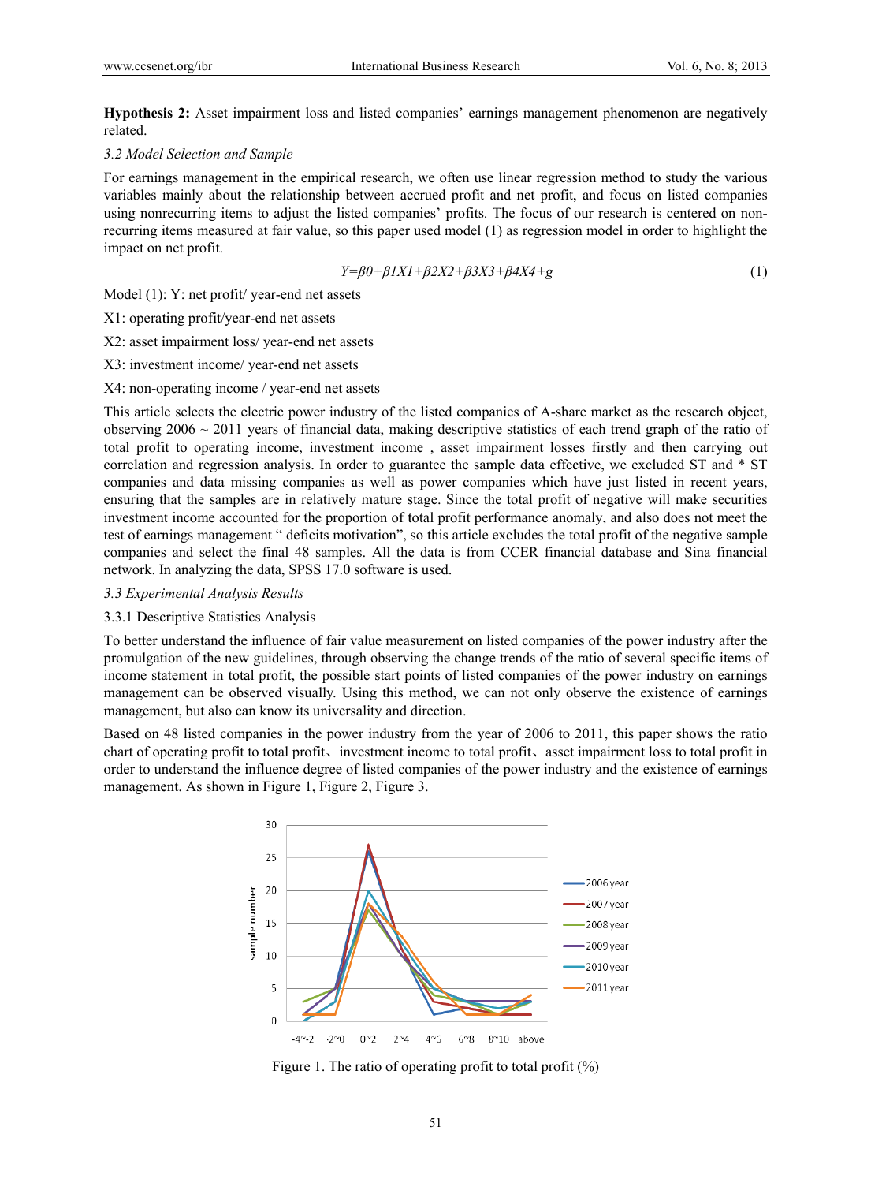**Hypothesis 2:** Asset impairment loss and listed companies' earnings management phenomenon are negatively related.

### *3.2 Model Selection and Sample*

For earnings management in the empirical research, we often use linear regression method to study the various variables mainly about the relationship between accrued profit and net profit, and focus on listed companies using nonrecurring items to adjust the listed companies' profits. The focus of our research is centered on non-recurring items measured at fair value, so this paper used model (1) as regression model in order to highlight the impact on net profit.

$$Y=\beta 0+\beta 1X1+\beta 2X2+\beta 3X3+\beta 4X4+g \quad (1)$$

Model (1): Y: net profit/ year-end net assets

X1: operating profit/year-end net assets

X2: asset impairment loss/ year-end net assets

X3: investment income/ year-end net assets

X4: non-operating income / year-end net assets

This article selects the electric power industry of the listed companies of A-share market as the research object, observing 2006 ~ 2011 years of financial data, making descriptive statistics of each trend graph of the ratio of total profit to operating income, investment income , asset impairment losses firstly and then carrying out correlation and regression analysis. In order to guarantee the sample data effective, we excluded ST and * ST companies and data missing companies as well as power companies which have just listed in recent years, ensuring that the samples are in relatively mature stage. Since the total profit of negative will make securities investment income accounted for the proportion of total profit performance anomaly, and also does not meet the test of earnings management " deficits motivation", so this article excludes the total profit of the negative sample companies and select the final 48 samples. All the data is from CCER financial database and Sina financial network. In analyzing the data, SPSS 17.0 software is used.

### *3.3 Experimental Analysis Results*

#### 3.3.1 Descriptive Statistics Analysis

To better understand the influence of fair value measurement on listed companies of the power industry after the promulgation of the new guidelines, through observing the change trends of the ratio of several specific items of income statement in total profit, the possible start points of listed companies of the power industry on earnings management can be observed visually. Using this method, we can not only observe the existence of earnings management, but also can know its universality and direction.

Based on 48 listed companies in the power industry from the year of 2006 to 2011, this paper shows the ratio chart of operating profit to total profit、investment income to total profit、asset impairment loss to total profit in order to understand the influence degree of listed companies of the power industry and the existence of earnings management. As shown in Figure 1, Figure 2, Figure 3.

Figure 1. The ratio of operating profit to total profit (%)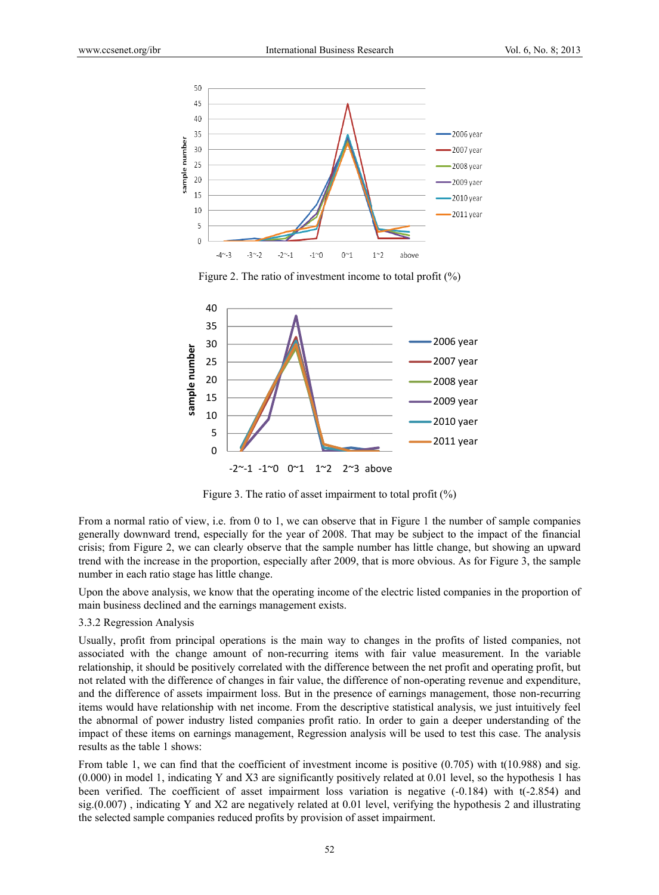Figure 2. The ratio of investment income to total profit (%)

Figure 3. The ratio of asset impairment to total profit (%)

From a normal ratio of view, i.e. from 0 to 1, we can observe that in Figure 1 the number of sample companies generally downward trend, especially for the year of 2008. That may be subject to the impact of the financial crisis; from Figure 2, we can clearly observe that the sample number has little change, but showing an upward trend with the increase in the proportion, especially after 2009, that is more obvious. As for Figure 3, the sample number in each ratio stage has little change.

Upon the above analysis, we know that the operating income of the electric listed companies in the proportion of main business declined and the earnings management exists.

3.3.2 Regression Analysis

Usually, profit from principal operations is the main way to changes in the profits of listed companies, not associated with the change amount of non-recurring items with fair value measurement. In the variable relationship, it should be positively correlated with the difference between the net profit and operating profit, but not related with the difference of changes in fair value, the difference of non-operating revenue and expenditure, and the difference of assets impairment loss. But in the presence of earnings management, those non-recurring items would have relationship with net income. From the descriptive statistical analysis, we just intuitively feel the abnormal of power industry listed companies profit ratio. In order to gain a deeper understanding of the impact of these items on earnings management, Regression analysis will be used to test this case. The analysis results as the table 1 shows:

From table 1, we can find that the coefficient of investment income is positive (0.705) with t(10.988) and sig.(0.000) in model 1, indicating Y and X3 are significantly positively related at 0.01 level, so the hypothesis 1 has been verified. The coefficient of asset impairment loss variation is negative (-0.184) with t(-2.854) and sig.(0.007) , indicating Y and X2 are negatively related at 0.01 level, verifying the hypothesis 2 and illustrating the selected sample companies reduced profits by provision of asset impairment.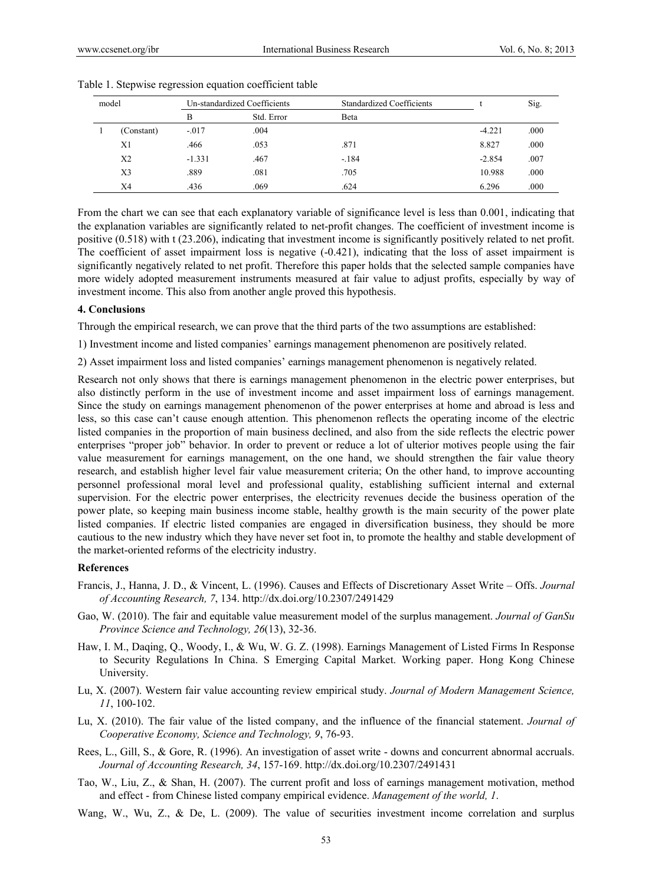Table 1. Stepwise regression equation coefficient table

| model | | Un-standardized Coefficients | | Standardized Coefficients | t | Sig. |
|---|---|---|---|---|---|---|
| | | B | Std. Error | Beta | | |
| 1 | (Constant) | -.017 | .004 | | -4.221 | .000 |
| | X1 | .466 | .053 | .871 | 8.827 | .000 |
| | X2 | -1.331 | .467 | -.184 | -2.854 | .007 |
| | X3 | .889 | .081 | .705 | 10.988 | .000 |
| | X4 | .436 | .069 | .624 | 6.296 | .000 |

From the chart we can see that each explanatory variable of significance level is less than 0.001, indicating that the explanation variables are significantly related to net-profit changes. The coefficient of investment income is positive (0.518) with t (23.206), indicating that investment income is significantly positively related to net profit. The coefficient of asset impairment loss is negative (-0.421), indicating that the loss of asset impairment is significantly negatively related to net profit. Therefore this paper holds that the selected sample companies have more widely adopted measurement instruments measured at fair value to adjust profits, especially by way of investment income. This also from another angle proved this hypothesis.

## 4. Conclusions

Through the empirical research, we can prove that the third parts of the two assumptions are established:

1) Investment income and listed companies' earnings management phenomenon are positively related.

2) Asset impairment loss and listed companies' earnings management phenomenon is negatively related.

Research not only shows that there is earnings management phenomenon in the electric power enterprises, but also distinctly perform in the use of investment income and asset impairment loss of earnings management. Since the study on earnings management phenomenon of the power enterprises at home and abroad is less and less, so this case can't cause enough attention. This phenomenon reflects the operating income of the electric listed companies in the proportion of main business declined, and also from the side reflects the electric power enterprises "proper job" behavior. In order to prevent or reduce a lot of ulterior motives people using the fair value measurement for earnings management, on the one hand, we should strengthen the fair value theory research, and establish higher level fair value measurement criteria; On the other hand, to improve accounting personnel professional moral level and professional quality, establishing sufficient internal and external supervision. For the electric power enterprises, the electricity revenues decide the business operation of the power plate, so keeping main business income stable, healthy growth is the main security of the power plate listed companies. If electric listed companies are engaged in diversification business, they should be more cautious to the new industry which they have never set foot in, to promote the healthy and stable development of the market-oriented reforms of the electricity industry.

## References

Francis, J., Hanna, J. D., & Vincent, L. (1996). Causes and Effects of Discretionary Asset Write – Offs. *Journal of Accounting Research, 7*, 134. http://dx.doi.org/10.2307/2491429

Gao, W. (2010). The fair and equitable value measurement model of the surplus management. *Journal of GanSu Province Science and Technology, 26*(13), 32-36.

Haw, I. M., Daqing, Q., Woody, I., & Wu, W. G. Z. (1998). Earnings Management of Listed Firms In Response to Security Regulations In China. S Emerging Capital Market. Working paper. Hong Kong Chinese University.

Lu, X. (2007). Western fair value accounting review empirical study. *Journal of Modern Management Science, 11*, 100-102.

Lu, X. (2010). The fair value of the listed company, and the influence of the financial statement. *Journal of Cooperative Economy, Science and Technology, 9*, 76-93.

Rees, L., Gill, S., & Gore, R. (1996). An investigation of asset write - downs and concurrent abnormal accruals. *Journal of Accounting Research, 34*, 157-169. http://dx.doi.org/10.2307/2491431

Tao, W., Liu, Z., & Shan, H. (2007). The current profit and loss of earnings management motivation, method and effect - from Chinese listed company empirical evidence. *Management of the world, 1*.

Wang, W., Wu, Z., & De, L. (2009). The value of securities investment income correlation and surplus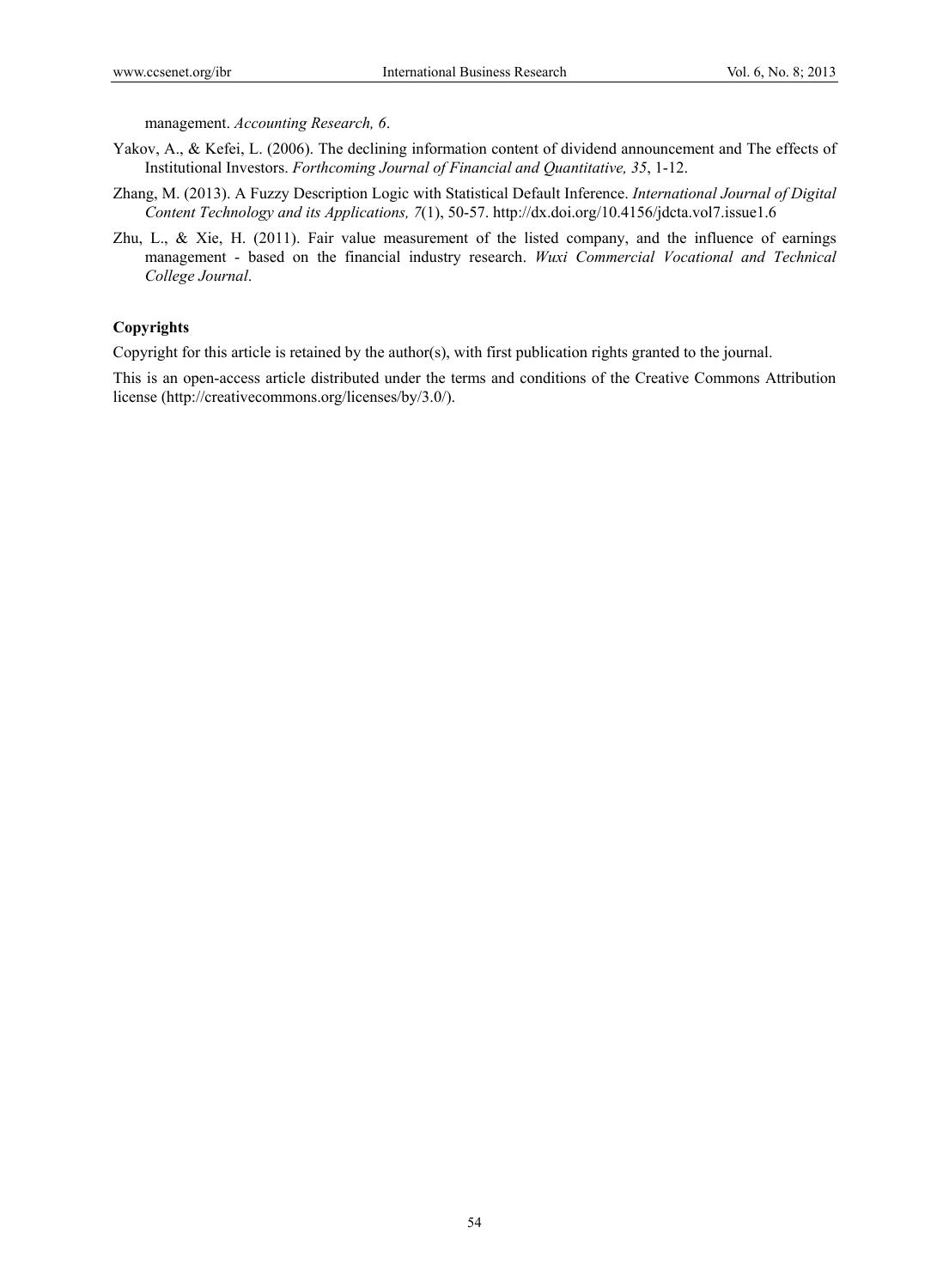management. *Accounting Research, 6*.

Yakov, A., & Kefei, L. (2006). The declining information content of dividend announcement and The effects of Institutional Investors. *Forthcoming Journal of Financial and Quantitative, 35*, 1-12.

Zhang, M. (2013). A Fuzzy Description Logic with Statistical Default Inference. *International Journal of Digital Content Technology and its Applications, 7*(1), 50-57. http://dx.doi.org/10.4156/jdcta.vol7.issue1.6

Zhu, L., & Xie, H. (2011). Fair value measurement of the listed company, and the influence of earnings management - based on the financial industry research. *Wuxi Commercial Vocational and Technical College Journal*.

**Copyrights**

Copyright for this article is retained by the author(s), with first publication rights granted to the journal.

This is an open-access article distributed under the terms and conditions of the Creative Commons Attribution license (http://creativecommons.org/licenses/by/3.0/).